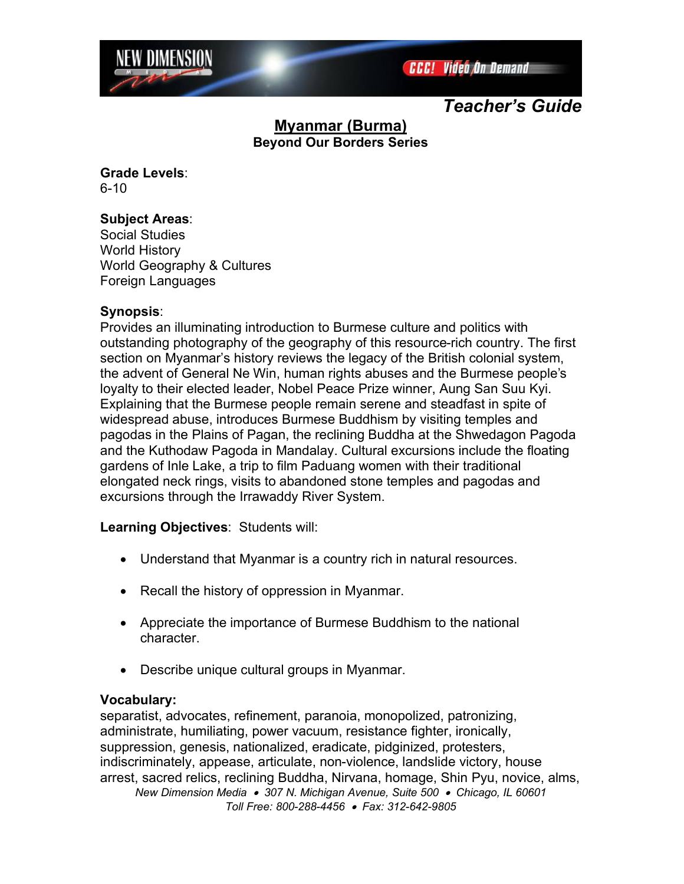*Teacher's Guide*

# Myanmar (Burma)

**Beyond Our Borders Series**

**Grade Levels**:
6-10

**Subject Areas**:
Social Studies
World History
World Geography & Cultures
Foreign Languages

**Synopsis**:
Provides an illuminating introduction to Burmese culture and politics with outstanding photography of the geography of this resource-rich country. The first section on Myanmar's history reviews the legacy of the British colonial system, the advent of General Ne Win, human rights abuses and the Burmese people's loyalty to their elected leader, Nobel Peace Prize winner, Aung San Suu Kyi. Explaining that the Burmese people remain serene and steadfast in spite of widespread abuse, introduces Burmese Buddhism by visiting temples and pagodas in the Plains of Pagan, the reclining Buddha at the Shwedagon Pagoda and the Kuthodaw Pagoda in Mandalay. Cultural excursions include the floating gardens of Inle Lake, a trip to film Paduang women with their traditional elongated neck rings, visits to abandoned stone temples and pagodas and excursions through the Irrawaddy River System.

**Learning Objectives**: Students will:

- Understand that Myanmar is a country rich in natural resources.
- Recall the history of oppression in Myanmar.
- Appreciate the importance of Burmese Buddhism to the national character.
- Describe unique cultural groups in Myanmar.

**Vocabulary:**
separatist, advocates, refinement, paranoia, monopolized, patronizing, administrate, humiliating, power vacuum, resistance fighter, ironically, suppression, genesis, nationalized, eradicate, pidginized, protesters, indiscriminately, appease, articulate, non-violence, landslide victory, house arrest, sacred relics, reclining Buddha, Nirvana, homage, Shin Pyu, novice, alms,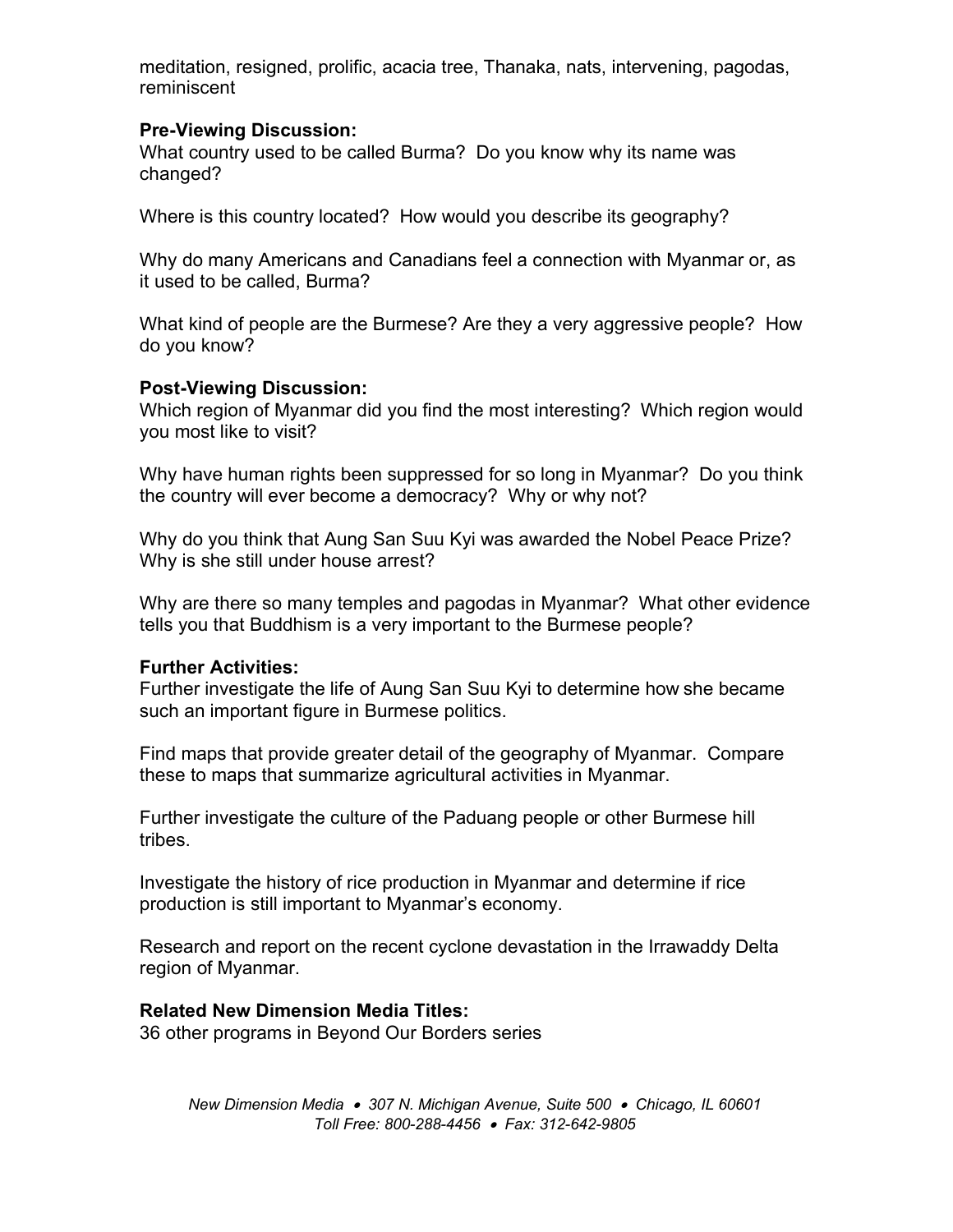meditation, resigned, prolific, acacia tree, Thanaka, nats, intervening, pagodas, reminiscent

**Pre-Viewing Discussion:**

What country used to be called Burma? Do you know why its name was changed?

Where is this country located? How would you describe its geography?

Why do many Americans and Canadians feel a connection with Myanmar or, as it used to be called, Burma?

What kind of people are the Burmese? Are they a very aggressive people? How do you know?

**Post-Viewing Discussion:**

Which region of Myanmar did you find the most interesting? Which region would you most like to visit?

Why have human rights been suppressed for so long in Myanmar? Do you think the country will ever become a democracy? Why or why not?

Why do you think that Aung San Suu Kyi was awarded the Nobel Peace Prize? Why is she still under house arrest?

Why are there so many temples and pagodas in Myanmar? What other evidence tells you that Buddhism is a very important to the Burmese people?

**Further Activities:**

Further investigate the life of Aung San Suu Kyi to determine how she became such an important figure in Burmese politics.

Find maps that provide greater detail of the geography of Myanmar. Compare these to maps that summarize agricultural activities in Myanmar.

Further investigate the culture of the Paduang people or other Burmese hill tribes.

Investigate the history of rice production in Myanmar and determine if rice production is still important to Myanmar's economy.

Research and report on the recent cyclone devastation in the Irrawaddy Delta region of Myanmar.

**Related New Dimension Media Titles:**

36 other programs in Beyond Our Borders series

*New Dimension Media • 307 N. Michigan Avenue, Suite 500 • Chicago, IL 60601*
*Toll Free: 800-288-4456 • Fax: 312-642-9805*